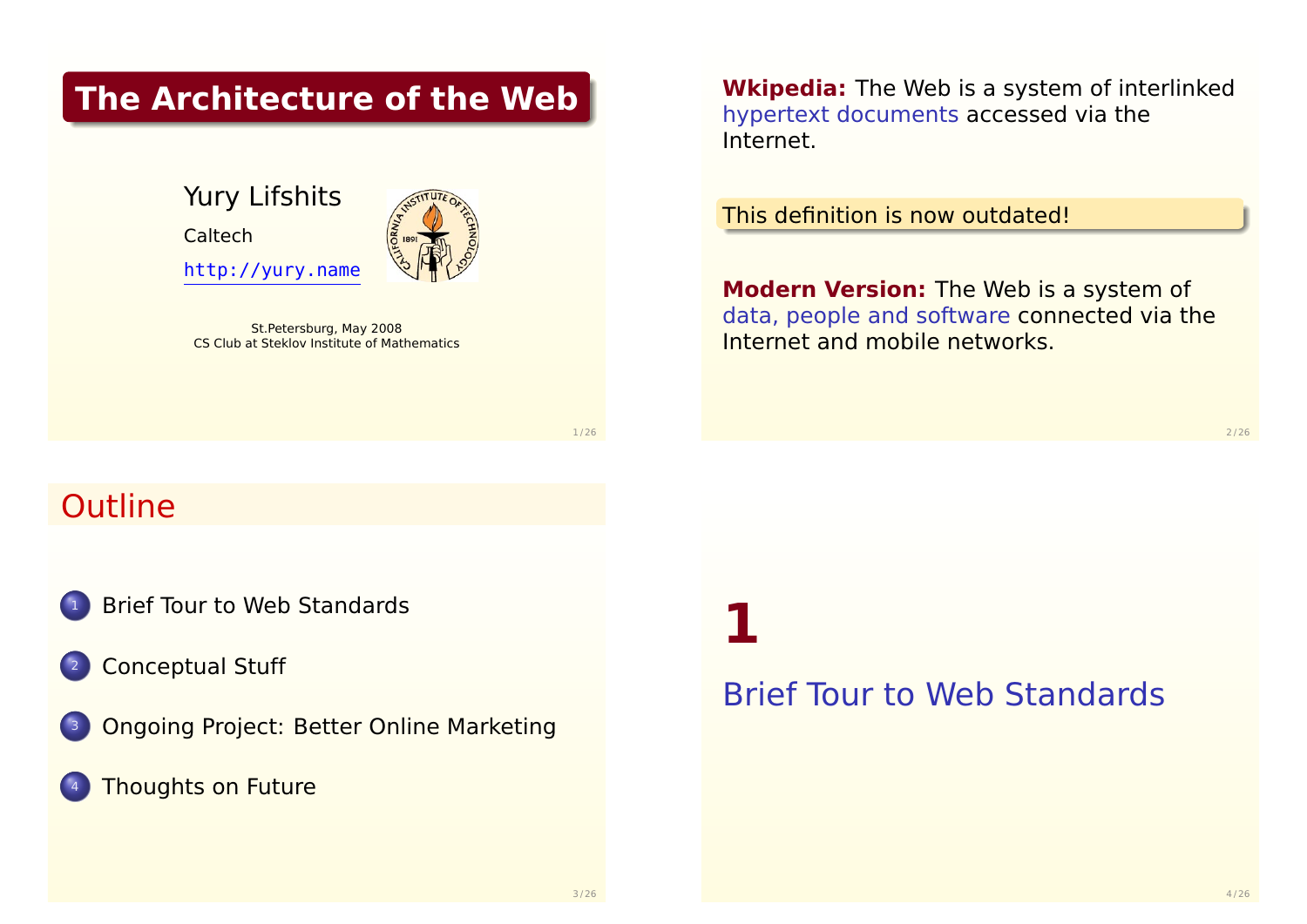# The Architecture of the Web

Yury Lifshits

Caltech

http://yury.name

St.Petersburg, May 2008
CS Club at Steklov Institute of Mathematics

**Wkipedia:** The Web is a system of interlinked hypertext documents accessed via the Internet.

This definition is now outdated!

**Modern Version:** The Web is a system of data, people and software connected via the Internet and mobile networks.

## Outline

1. Brief Tour to Web Standards
2. Conceptual Stuff
3. Ongoing Project: Better Online Marketing
4. Thoughts on Future

# 1

## Brief Tour to Web Standards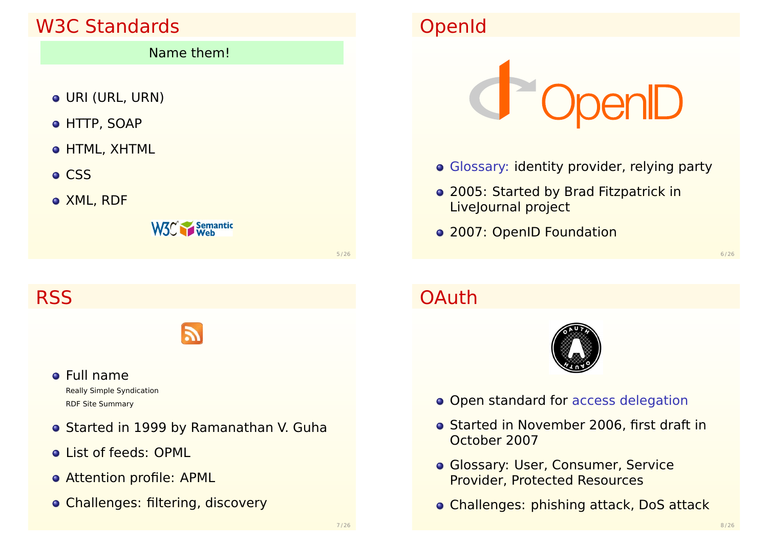## W3C Standards

Name them!

- URI (URL, URN)
- HTTP, SOAP
- HTML, XHTML
- CSS
- XML, RDF

## OpenId

- Glossary: identity provider, relying party
- 2005: Started by Brad Fitzpatrick in LiveJournal project
- 2007: OpenID Foundation

## RSS

- Full name
  - Really Simple Syndication
  - RDF Site Summary
- Started in 1999 by Ramanathan V. Guha
- List of feeds: OPML
- Attention profile: APML
- Challenges: filtering, discovery

## OAuth

- Open standard for access delegation
- Started in November 2006, first draft in October 2007
- Glossary: User, Consumer, Service Provider, Protected Resources
- Challenges: phishing attack, DoS attack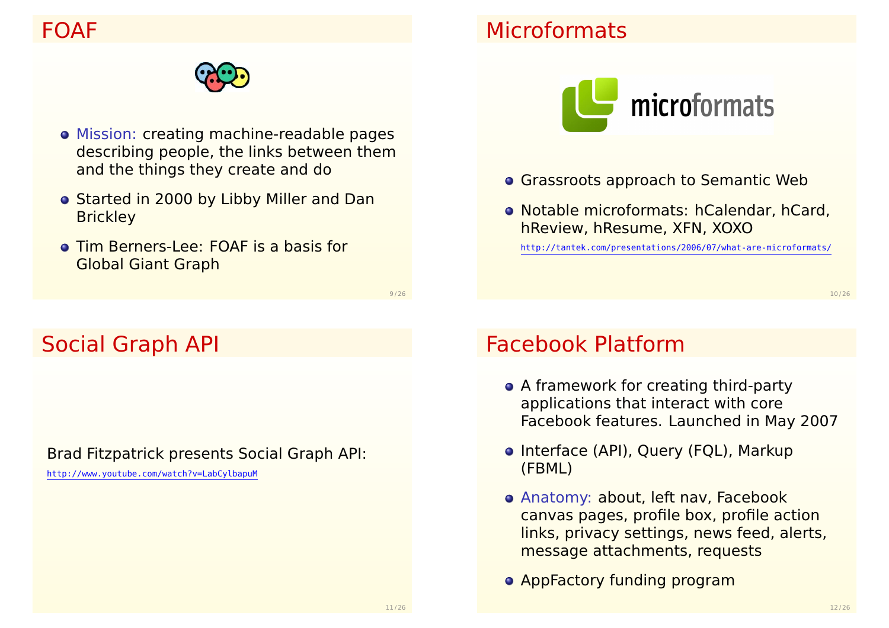## FOAF

- Mission: creating machine-readable pages describing people, the links between them and the things they create and do
- Started in 2000 by Libby Miller and Dan Brickley
- Tim Berners-Lee: FOAF is a basis for Global Giant Graph

## Microformats

- Grassroots approach to Semantic Web
- Notable microformats: hCalendar, hCard, hReview, hResume, XFN, XOXO

http://tantek.com/presentations/2006/07/what-are-microformats/

## Social Graph API

Brad Fitzpatrick presents Social Graph API:

http://www.youtube.com/watch?v=LabCylbapuM

## Facebook Platform

- A framework for creating third-party applications that interact with core Facebook features. Launched in May 2007
- Interface (API), Query (FQL), Markup (FBML)
- Anatomy: about, left nav, Facebook canvas pages, profile box, profile action links, privacy settings, news feed, alerts, message attachments, requests
- AppFactory funding program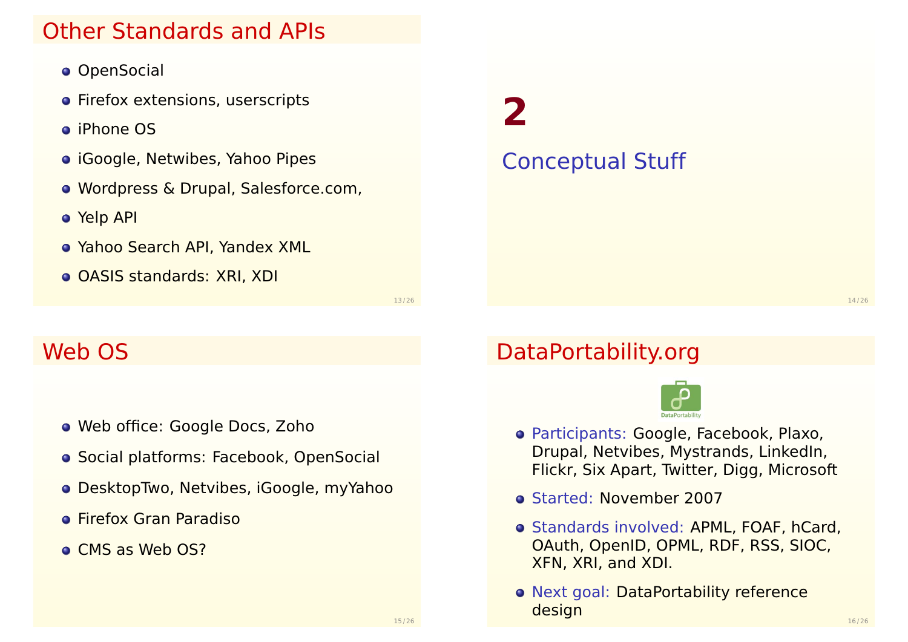## Other Standards and APIs

- OpenSocial
- Firefox extensions, userscripts
- iPhone OS
- iGoogle, Netwibes, Yahoo Pipes
- Wordpress & Drupal, Salesforce.com,
- Yelp API
- Yahoo Search API, Yandex XML
- OASIS standards: XRI, XDI

# 2

# Conceptual Stuff

## Web OS

- Web office: Google Docs, Zoho
- Social platforms: Facebook, OpenSocial
- DesktopTwo, Netvibes, iGoogle, myYahoo
- Firefox Gran Paradiso
- CMS as Web OS?

## DataPortability.org

DataPortability

- Participants: Google, Facebook, Plaxo, Drupal, Netvibes, Mystrands, LinkedIn, Flickr, Six Apart, Twitter, Digg, Microsoft
- Started: November 2007
- Standards involved: APML, FOAF, hCard, OAuth, OpenID, OPML, RDF, RSS, SIOC, XFN, XRI, and XDI.
- Next goal: DataPortability reference design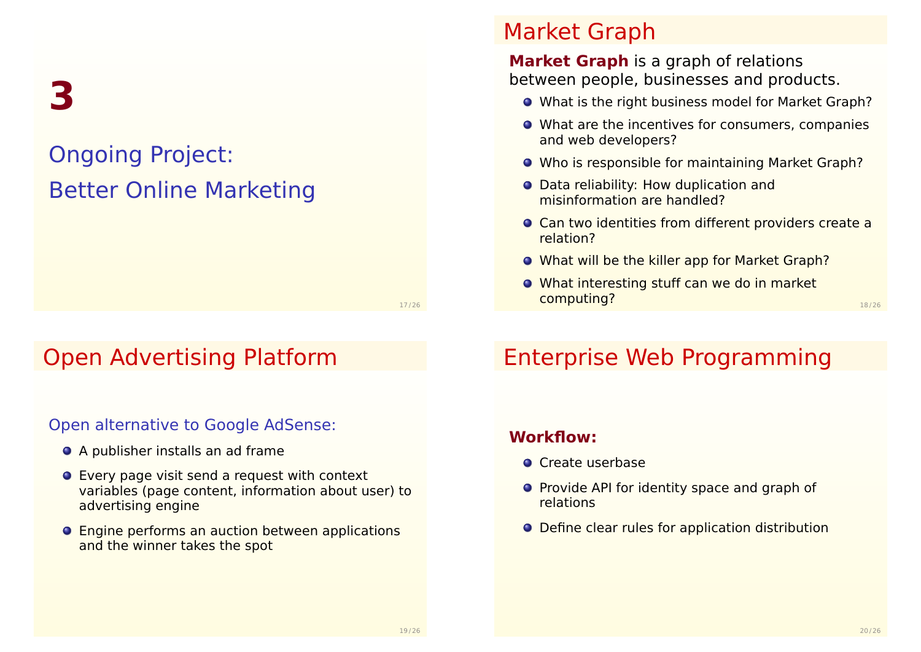# 3

## Ongoing Project: Better Online Marketing

## Market Graph

**Market Graph** is a graph of relations between people, businesses and products.

- What is the right business model for Market Graph?
- What are the incentives for consumers, companies and web developers?
- Who is responsible for maintaining Market Graph?
- Data reliability: How duplication and misinformation are handled?
- Can two identities from different providers create a relation?
- What will be the killer app for Market Graph?
- What interesting stuff can we do in market computing?

## Open Advertising Platform

Open alternative to Google AdSense:

- A publisher installs an ad frame
- Every page visit send a request with context variables (page content, information about user) to advertising engine
- Engine performs an auction between applications and the winner takes the spot

## Enterprise Web Programming

**Workflow:**

- Create userbase
- Provide API for identity space and graph of relations
- Define clear rules for application distribution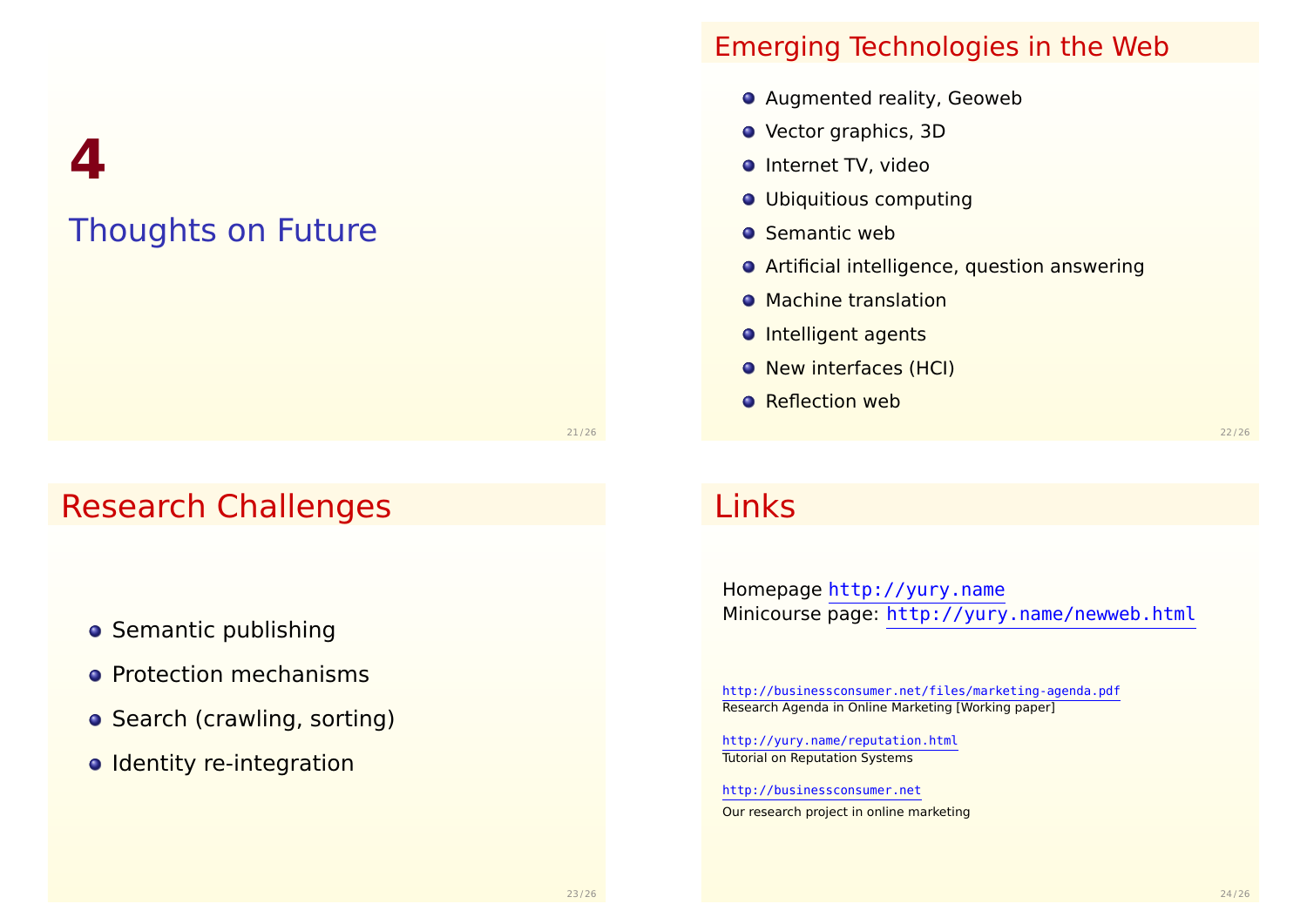# 4

## Thoughts on Future

## Emerging Technologies in the Web

- Augmented reality, Geoweb
- Vector graphics, 3D
- Internet TV, video
- Ubiquitious computing
- Semantic web
- Artificial intelligence, question answering
- Machine translation
- Intelligent agents
- New interfaces (HCI)
- Reflection web

## Research Challenges

- Semantic publishing
- Protection mechanisms
- Search (crawling, sorting)
- Identity re-integration

## Links

Homepage http://yury.name
Minicourse page: http://yury.name/newweb.html

http://businessconsumer.net/files/marketing-agenda.pdf
Research Agenda in Online Marketing [Working paper]

http://yury.name/reputation.html
Tutorial on Reputation Systems

http://businessconsumer.net
Our research project in online marketing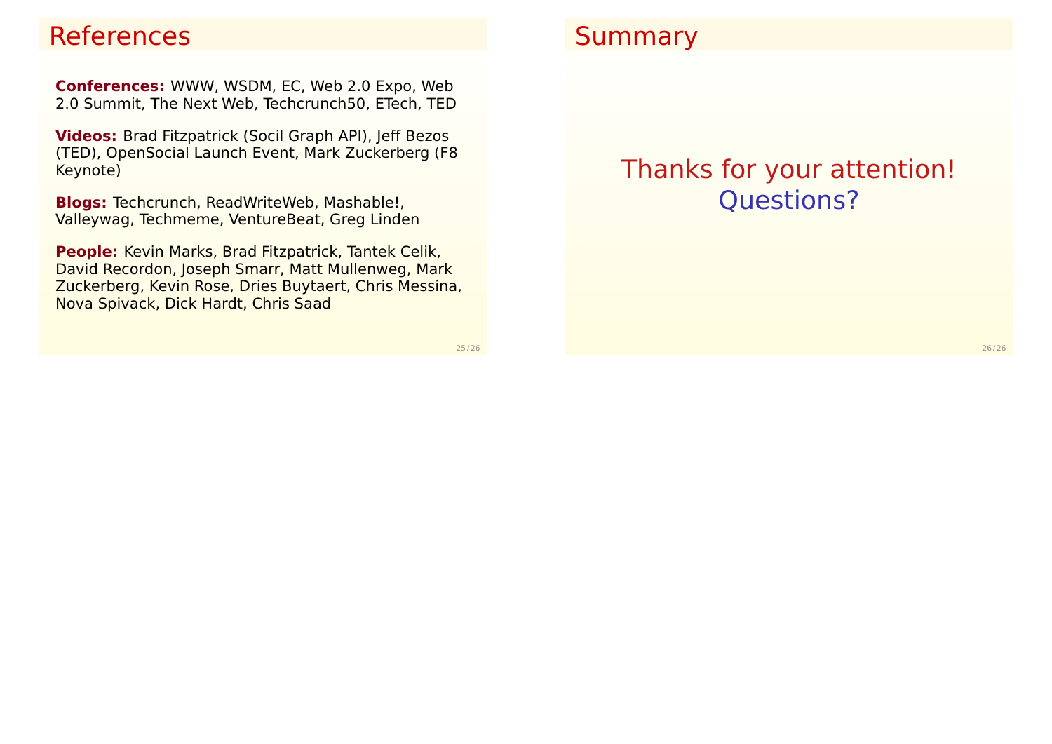## References

**Conferences:** WWW, WSDM, EC, Web 2.0 Expo, Web 2.0 Summit, The Next Web, Techcrunch50, ETech, TED

**Videos:** Brad Fitzpatrick (Socil Graph API), Jeff Bezos (TED), OpenSocial Launch Event, Mark Zuckerberg (F8 Keynote)

**Blogs:** Techcrunch, ReadWriteWeb, Mashable!, Valleywag, Techmeme, VentureBeat, Greg Linden

**People:** Kevin Marks, Brad Fitzpatrick, Tantek Celik, David Recordon, Joseph Smarr, Matt Mullenweg, Mark Zuckerberg, Kevin Rose, Dries Buytaert, Chris Messina, Nova Spivack, Dick Hardt, Chris Saad

## Summary

Thanks for your attention!
Questions?